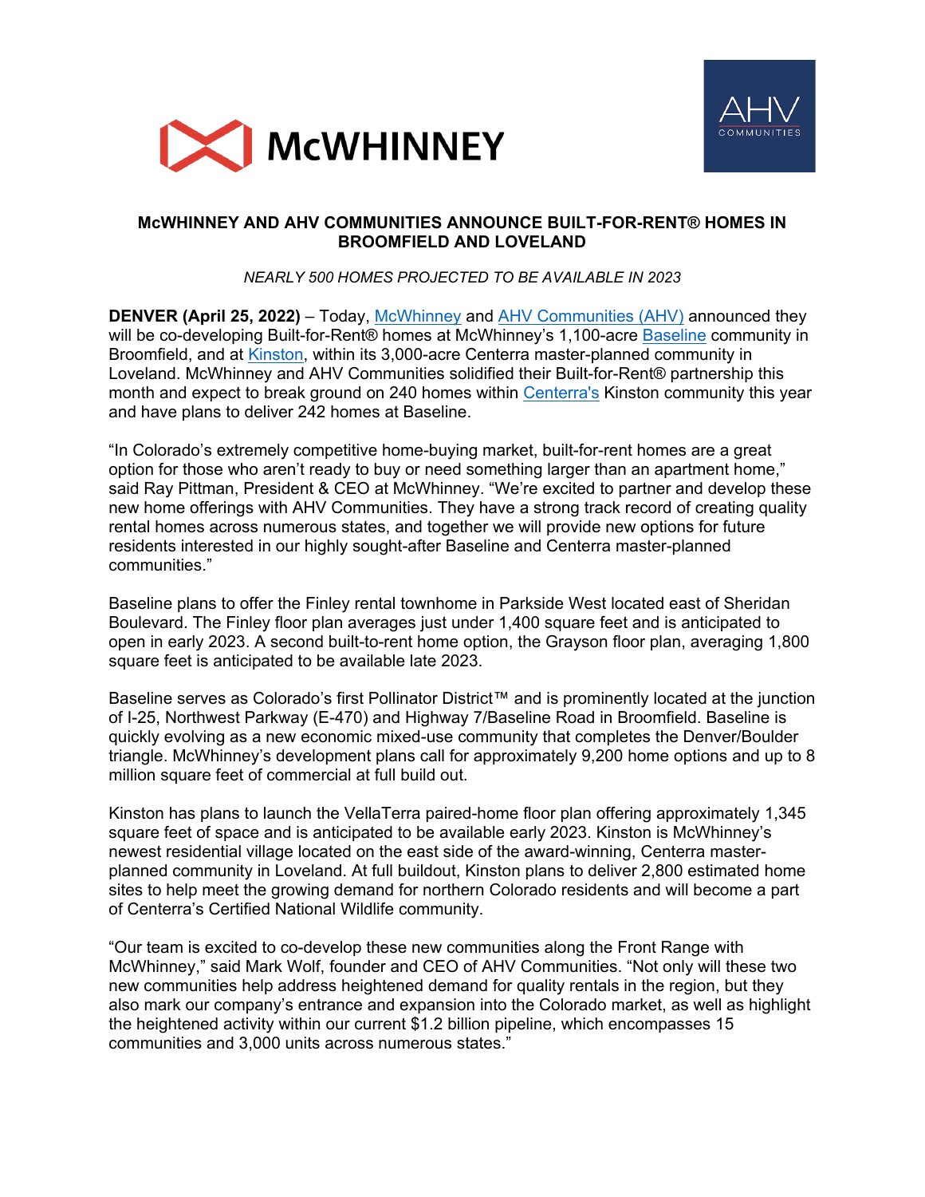McWHINNEY

AHV COMMUNITIES

# McWHINNEY AND AHV COMMUNITIES ANNOUNCE BUILT-FOR-RENT® HOMES IN BROOMFIELD AND LOVELAND

*NEARLY 500 HOMES PROJECTED TO BE AVAILABLE IN 2023*

**DENVER (April 25, 2022)** – Today, McWhinney and AHV Communities (AHV) announced they will be co-developing Built-for-Rent® homes at McWhinney's 1,100-acre Baseline community in Broomfield, and at Kinston, within its 3,000-acre Centerra master-planned community in Loveland. McWhinney and AHV Communities solidified their Built-for-Rent® partnership this month and expect to break ground on 240 homes within Centerra's Kinston community this year and have plans to deliver 242 homes at Baseline.

"In Colorado's extremely competitive home-buying market, built-for-rent homes are a great option for those who aren't ready to buy or need something larger than an apartment home," said Ray Pittman, President & CEO at McWhinney. "We're excited to partner and develop these new home offerings with AHV Communities. They have a strong track record of creating quality rental homes across numerous states, and together we will provide new options for future residents interested in our highly sought-after Baseline and Centerra master-planned communities."

Baseline plans to offer the Finley rental townhome in Parkside West located east of Sheridan Boulevard. The Finley floor plan averages just under 1,400 square feet and is anticipated to open in early 2023. A second built-to-rent home option, the Grayson floor plan, averaging 1,800 square feet is anticipated to be available late 2023.

Baseline serves as Colorado's first Pollinator District™ and is prominently located at the junction of I-25, Northwest Parkway (E-470) and Highway 7/Baseline Road in Broomfield. Baseline is quickly evolving as a new economic mixed-use community that completes the Denver/Boulder triangle. McWhinney's development plans call for approximately 9,200 home options and up to 8 million square feet of commercial at full build out.

Kinston has plans to launch the VellaTerra paired-home floor plan offering approximately 1,345 square feet of space and is anticipated to be available early 2023. Kinston is McWhinney's newest residential village located on the east side of the award-winning, Centerra master-planned community in Loveland. At full buildout, Kinston plans to deliver 2,800 estimated home sites to help meet the growing demand for northern Colorado residents and will become a part of Centerra's Certified National Wildlife community.

"Our team is excited to co-develop these new communities along the Front Range with McWhinney," said Mark Wolf, founder and CEO of AHV Communities. "Not only will these two new communities help address heightened demand for quality rentals in the region, but they also mark our company's entrance and expansion into the Colorado market, as well as highlight the heightened activity within our current $1.2 billion pipeline, which encompasses 15 communities and 3,000 units across numerous states."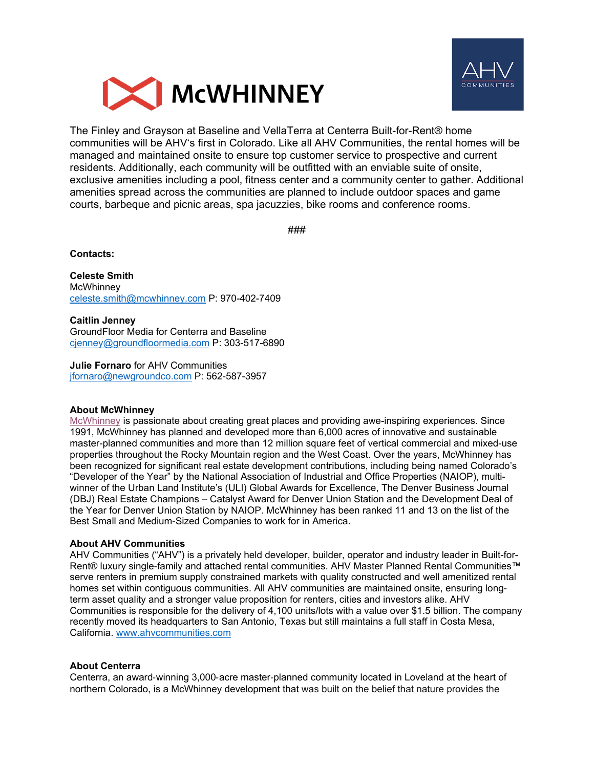The Finley and Grayson at Baseline and VellaTerra at Centerra Built-for-Rent® home communities will be AHV's first in Colorado. Like all AHV Communities, the rental homes will be managed and maintained onsite to ensure top customer service to prospective and current residents. Additionally, each community will be outfitted with an enviable suite of onsite, exclusive amenities including a pool, fitness center and a community center to gather. Additional amenities spread across the communities are planned to include outdoor spaces and game courts, barbeque and picnic areas, spa jacuzzies, bike rooms and conference rooms.

###

**Contacts:**

**Celeste Smith**
McWhinney
celeste.smith@mcwhinney.com P: 970-402-7409

**Caitlin Jenney**
GroundFloor Media for Centerra and Baseline
cjenney@groundfloormedia.com P: 303-517-6890

**Julie Fornaro** for AHV Communities
jfornaro@newgroundco.com P: 562-587-3957

**About McWhinney**
McWhinney is passionate about creating great places and providing awe-inspiring experiences. Since 1991, McWhinney has planned and developed more than 6,000 acres of innovative and sustainable master-planned communities and more than 12 million square feet of vertical commercial and mixed-use properties throughout the Rocky Mountain region and the West Coast. Over the years, McWhinney has been recognized for significant real estate development contributions, including being named Colorado's "Developer of the Year" by the National Association of Industrial and Office Properties (NAIOP), multi-winner of the Urban Land Institute's (ULI) Global Awards for Excellence, The Denver Business Journal (DBJ) Real Estate Champions – Catalyst Award for Denver Union Station and the Development Deal of the Year for Denver Union Station by NAIOP. McWhinney has been ranked 11 and 13 on the list of the Best Small and Medium-Sized Companies to work for in America.

**About AHV Communities**
AHV Communities ("AHV") is a privately held developer, builder, operator and industry leader in Built-for-Rent® luxury single-family and attached rental communities. AHV Master Planned Rental Communities™ serve renters in premium supply constrained markets with quality constructed and well amenitized rental homes set within contiguous communities. All AHV communities are maintained onsite, ensuring long-term asset quality and a stronger value proposition for renters, cities and investors alike. AHV Communities is responsible for the delivery of 4,100 units/lots with a value over $1.5 billion. The company recently moved its headquarters to San Antonio, Texas but still maintains a full staff in Costa Mesa, California. www.ahvcommunities.com

**About Centerra**
Centerra, an award-winning 3,000-acre master-planned community located in Loveland at the heart of northern Colorado, is a McWhinney development that was built on the belief that nature provides the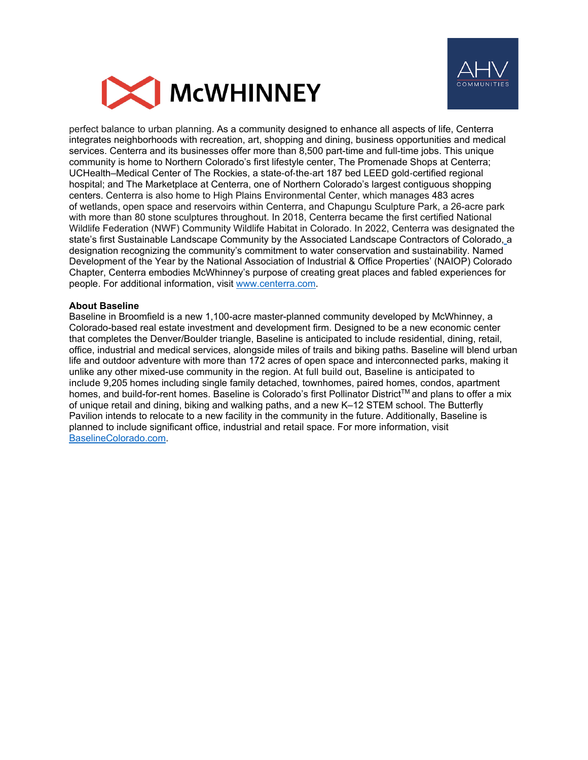perfect balance to urban planning. As a community designed to enhance all aspects of life, Centerra integrates neighborhoods with recreation, art, shopping and dining, business opportunities and medical services. Centerra and its businesses offer more than 8,500 part-time and full-time jobs. This unique community is home to Northern Colorado's first lifestyle center, The Promenade Shops at Centerra; UCHealth–Medical Center of The Rockies, a state-of-the-art 187 bed LEED gold-certified regional hospital; and The Marketplace at Centerra, one of Northern Colorado's largest contiguous shopping centers. Centerra is also home to High Plains Environmental Center, which manages 483 acres of wetlands, open space and reservoirs within Centerra, and Chapungu Sculpture Park, a 26-acre park with more than 80 stone sculptures throughout. In 2018, Centerra became the first certified National Wildlife Federation (NWF) Community Wildlife Habitat in Colorado. In 2022, Centerra was designated the state's first Sustainable Landscape Community by the Associated Landscape Contractors of Colorado, a designation recognizing the community's commitment to water conservation and sustainability. Named Development of the Year by the National Association of Industrial & Office Properties' (NAIOP) Colorado Chapter, Centerra embodies McWhinney's purpose of creating great places and fabled experiences for people. For additional information, visit [www.centerra.com](http://www.centerra.com).

**About Baseline**

Baseline in Broomfield is a new 1,100-acre master-planned community developed by McWhinney, a Colorado-based real estate investment and development firm. Designed to be a new economic center that completes the Denver/Boulder triangle, Baseline is anticipated to include residential, dining, retail, office, industrial and medical services, alongside miles of trails and biking paths. Baseline will blend urban life and outdoor adventure with more than 172 acres of open space and interconnected parks, making it unlike any other mixed-use community in the region. At full build out, Baseline is anticipated to include 9,205 homes including single family detached, townhomes, paired homes, condos, apartment homes, and build-for-rent homes. Baseline is Colorado's first Pollinator District™ and plans to offer a mix of unique retail and dining, biking and walking paths, and a new K–12 STEM school. The Butterfly Pavilion intends to relocate to a new facility in the community in the future. Additionally, Baseline is planned to include significant office, industrial and retail space. For more information, visit [BaselineColorado.com](http://BaselineColorado.com).